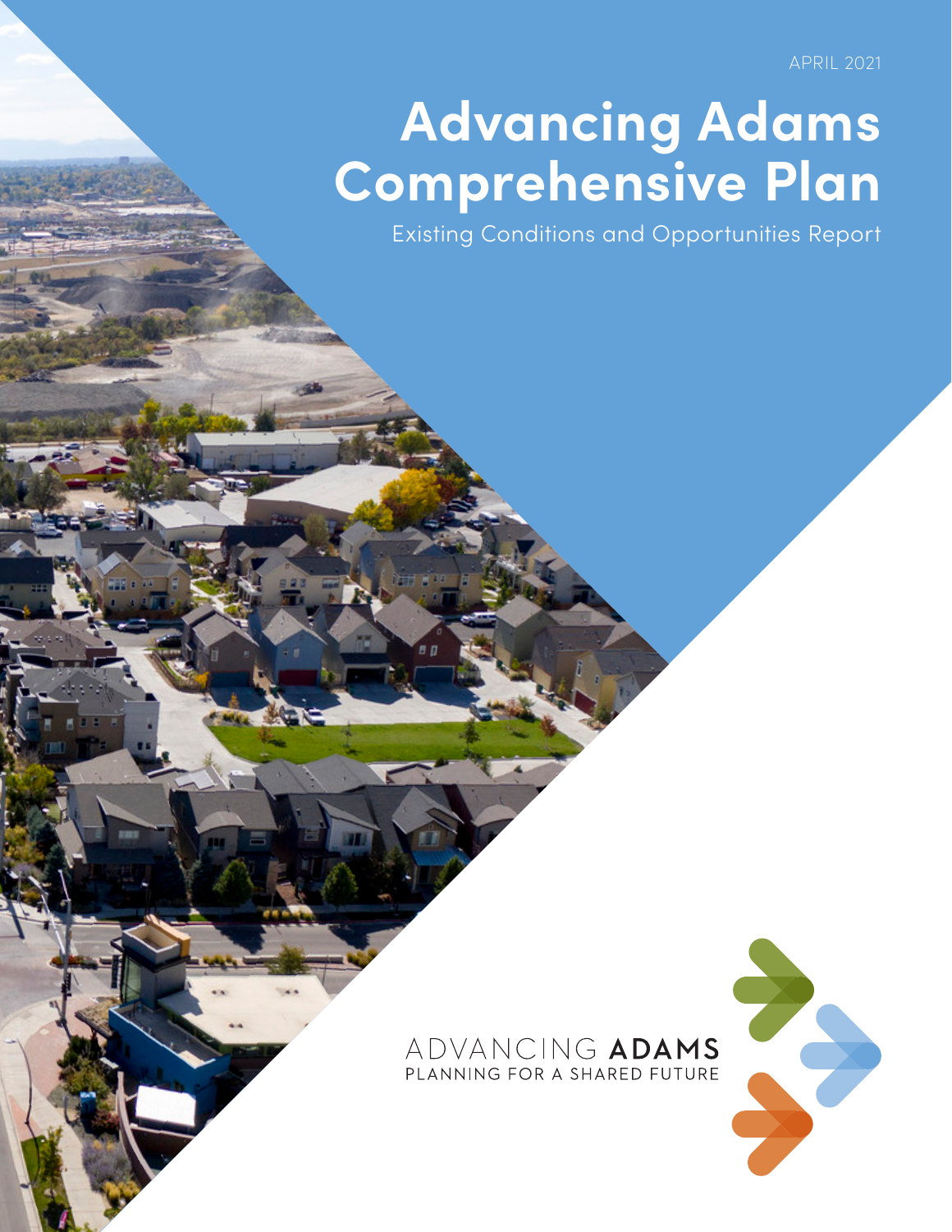APRIL 2021

# Advancing Adams Comprehensive Plan

## Existing Conditions and Opportunities Report

ADVANCING **ADAMS**
PLANNING FOR A SHARED FUTURE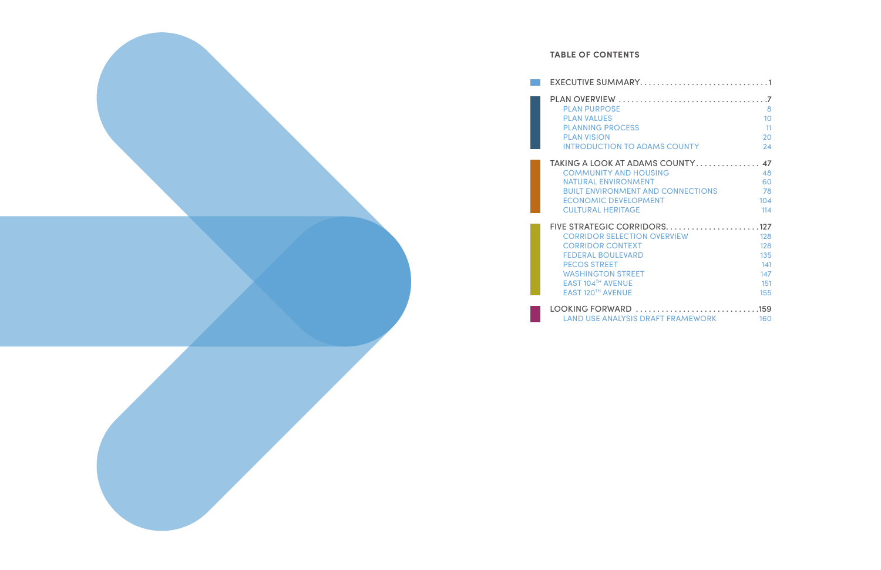## TABLE OF CONTENTS

EXECUTIVE SUMMARY . . . . . . . . . . . . . . . . . . . . . . . . . . . . . . 1

PLAN OVERVIEW . . . . . . . . . . . . . . . . . . . . . . . . . . . . . . . . . . . 7

- PLAN PURPOSE 8
- PLAN VALUES 10
- PLANNING PROCESS 11
- PLAN VISION 20
- INTRODUCTION TO ADAMS COUNTY 24

TAKING A LOOK AT ADAMS COUNTY . . . . . . . . . . . . . . . 47

- COMMUNITY AND HOUSING 48
- NATURAL ENVIRONMENT 60
- BUILT ENVIRONMENT AND CONNECTIONS 78
- ECONOMIC DEVELOPMENT 104
- CULTURAL HERITAGE 114

FIVE STRATEGIC CORRIDORS . . . . . . . . . . . . . . . . . . . . . . 127

- CORRIDOR SELECTION OVERVIEW 128
- CORRIDOR CONTEXT 128
- FEDERAL BOULEVARD 135
- PECOS STREET 141
- WASHINGTON STREET 147
- EAST 104TH AVENUE 151
- EAST 120TH AVENUE 155

LOOKING FORWARD . . . . . . . . . . . . . . . . . . . . . . . . . . . . 159

- LAND USE ANALYSIS DRAFT FRAMEWORK 160